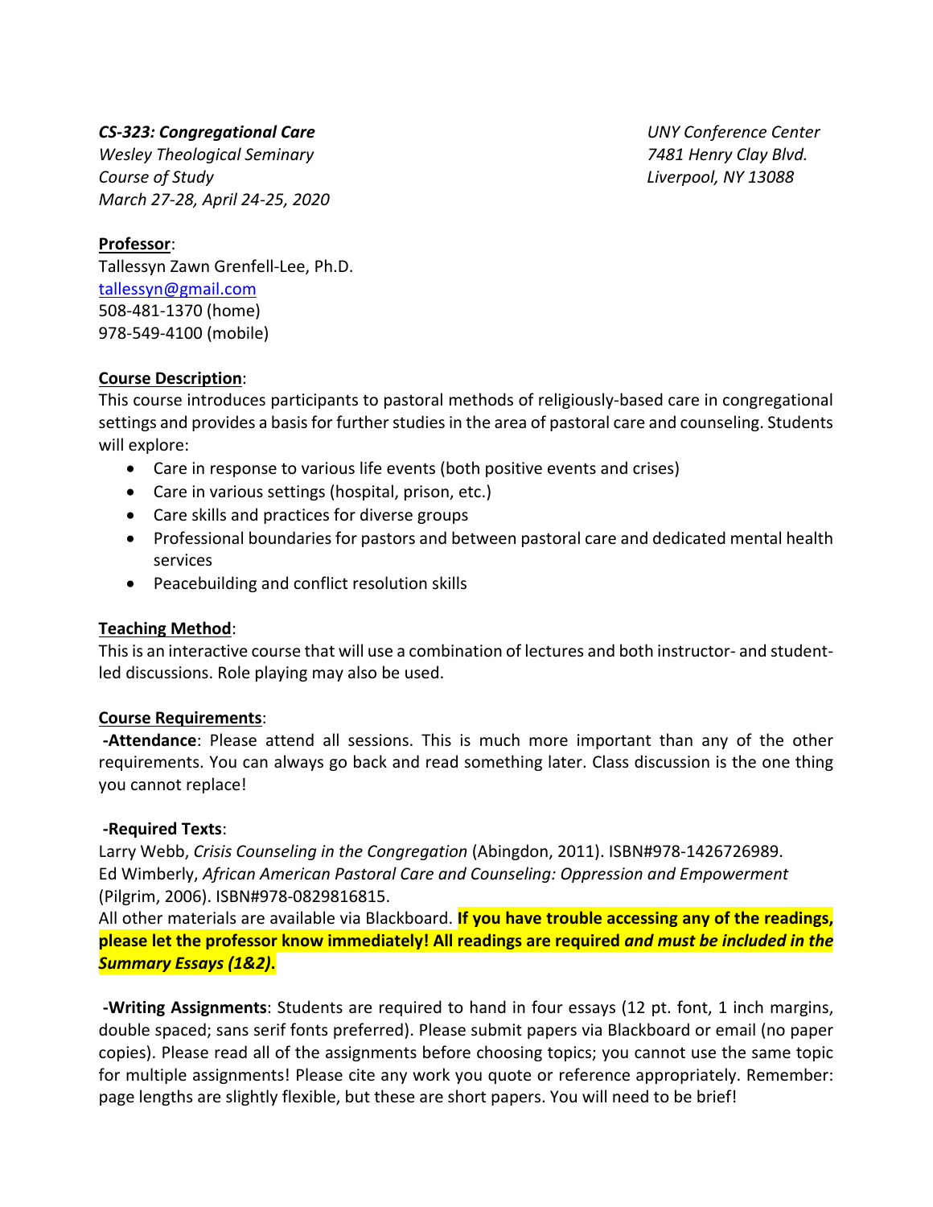***CS-323: Congregational Care***
*Wesley Theological Seminary*
*Course of Study*
*March 27-28, April 24-25, 2020*

*UNY Conference Center*
*7481 Henry Clay Blvd.*
*Liverpool, NY 13088*

**Professor**:
Tallessyn Zawn Grenfell-Lee, Ph.D.
tallessyn@gmail.com
508-481-1370 (home)
978-549-4100 (mobile)

**Course Description**:
This course introduces participants to pastoral methods of religiously-based care in congregational settings and provides a basis for further studies in the area of pastoral care and counseling. Students will explore:

- Care in response to various life events (both positive events and crises)
- Care in various settings (hospital, prison, etc.)
- Care skills and practices for diverse groups
- Professional boundaries for pastors and between pastoral care and dedicated mental health services
- Peacebuilding and conflict resolution skills

**Teaching Method**:
This is an interactive course that will use a combination of lectures and both instructor- and student-led discussions. Role playing may also be used.

**Course Requirements**:
**-Attendance**: Please attend all sessions. This is much more important than any of the other requirements. You can always go back and read something later. Class discussion is the one thing you cannot replace!

**-Required Texts**:
Larry Webb, *Crisis Counseling in the Congregation* (Abingdon, 2011). ISBN#978-1426726989.
Ed Wimberly, *African American Pastoral Care and Counseling: Oppression and Empowerment* (Pilgrim, 2006). ISBN#978-0829816815.
All other materials are available via Blackboard. **If you have trouble accessing any of the readings, please let the professor know immediately! All readings are required *and must be included in the Summary Essays (1&2)*.**

**-Writing Assignments**: Students are required to hand in four essays (12 pt. font, 1 inch margins, double spaced; sans serif fonts preferred). Please submit papers via Blackboard or email (no paper copies). Please read all of the assignments before choosing topics; you cannot use the same topic for multiple assignments! Please cite any work you quote or reference appropriately. Remember: page lengths are slightly flexible, but these are short papers. You will need to be brief!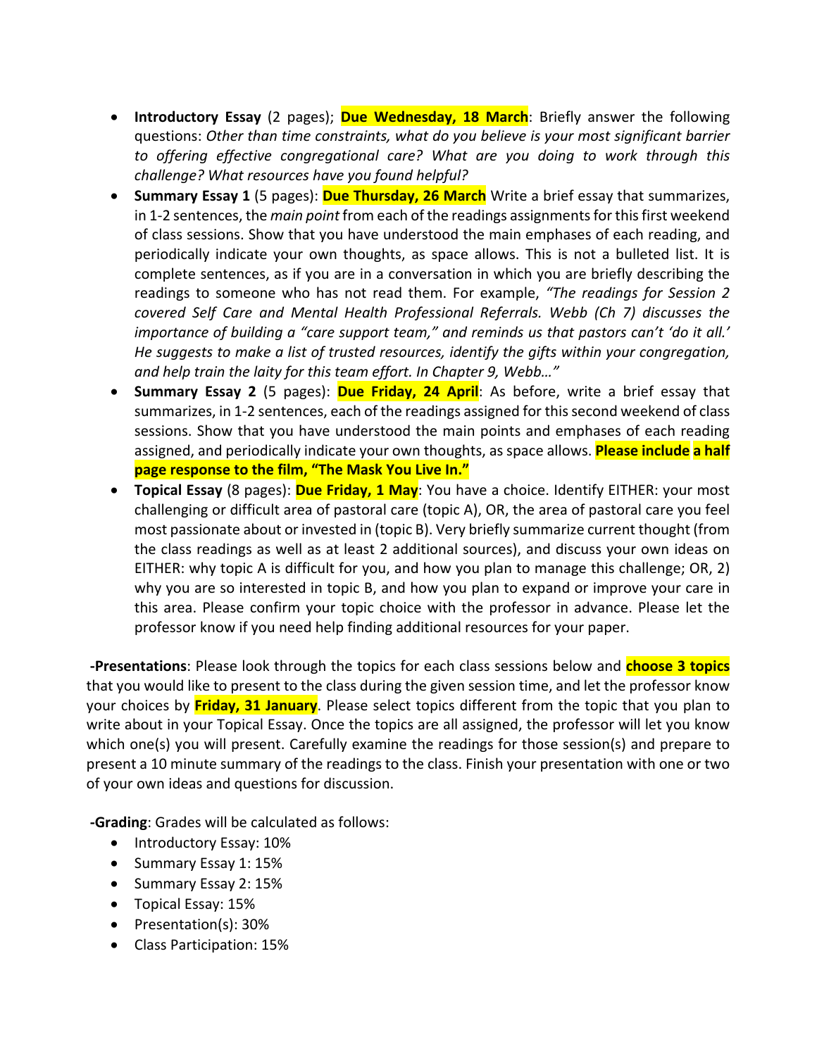- **Introductory Essay** (2 pages); **Due Wednesday, 18 March**: Briefly answer the following questions: *Other than time constraints, what do you believe is your most significant barrier to offering effective congregational care? What are you doing to work through this challenge? What resources have you found helpful?*
- **Summary Essay 1** (5 pages): **Due Thursday, 26 March** Write a brief essay that summarizes, in 1-2 sentences, the *main point* from each of the readings assignments for this first weekend of class sessions. Show that you have understood the main emphases of each reading, and periodically indicate your own thoughts, as space allows. This is not a bulleted list. It is complete sentences, as if you are in a conversation in which you are briefly describing the readings to someone who has not read them. For example, *"The readings for Session 2 covered Self Care and Mental Health Professional Referrals. Webb (Ch 7) discusses the importance of building a "care support team," and reminds us that pastors can't 'do it all.' He suggests to make a list of trusted resources, identify the gifts within your congregation, and help train the laity for this team effort. In Chapter 9, Webb…"*
- **Summary Essay 2** (5 pages): **Due Friday, 24 April**: As before, write a brief essay that summarizes, in 1-2 sentences, each of the readings assigned for this second weekend of class sessions. Show that you have understood the main points and emphases of each reading assigned, and periodically indicate your own thoughts, as space allows. **Please include a half page response to the film, "The Mask You Live In."**
- **Topical Essay** (8 pages): **Due Friday, 1 May**: You have a choice. Identify EITHER: your most challenging or difficult area of pastoral care (topic A), OR, the area of pastoral care you feel most passionate about or invested in (topic B). Very briefly summarize current thought (from the class readings as well as at least 2 additional sources), and discuss your own ideas on EITHER: why topic A is difficult for you, and how you plan to manage this challenge; OR, 2) why you are so interested in topic B, and how you plan to expand or improve your care in this area. Please confirm your topic choice with the professor in advance. Please let the professor know if you need help finding additional resources for your paper.

**-Presentations**: Please look through the topics for each class sessions below and **choose 3 topics** that you would like to present to the class during the given session time, and let the professor know your choices by **Friday, 31 January**. Please select topics different from the topic that you plan to write about in your Topical Essay. Once the topics are all assigned, the professor will let you know which one(s) you will present. Carefully examine the readings for those session(s) and prepare to present a 10 minute summary of the readings to the class. Finish your presentation with one or two of your own ideas and questions for discussion.

**-Grading**: Grades will be calculated as follows:

- Introductory Essay: 10%
- Summary Essay 1: 15%
- Summary Essay 2: 15%
- Topical Essay: 15%
- Presentation(s): 30%
- Class Participation: 15%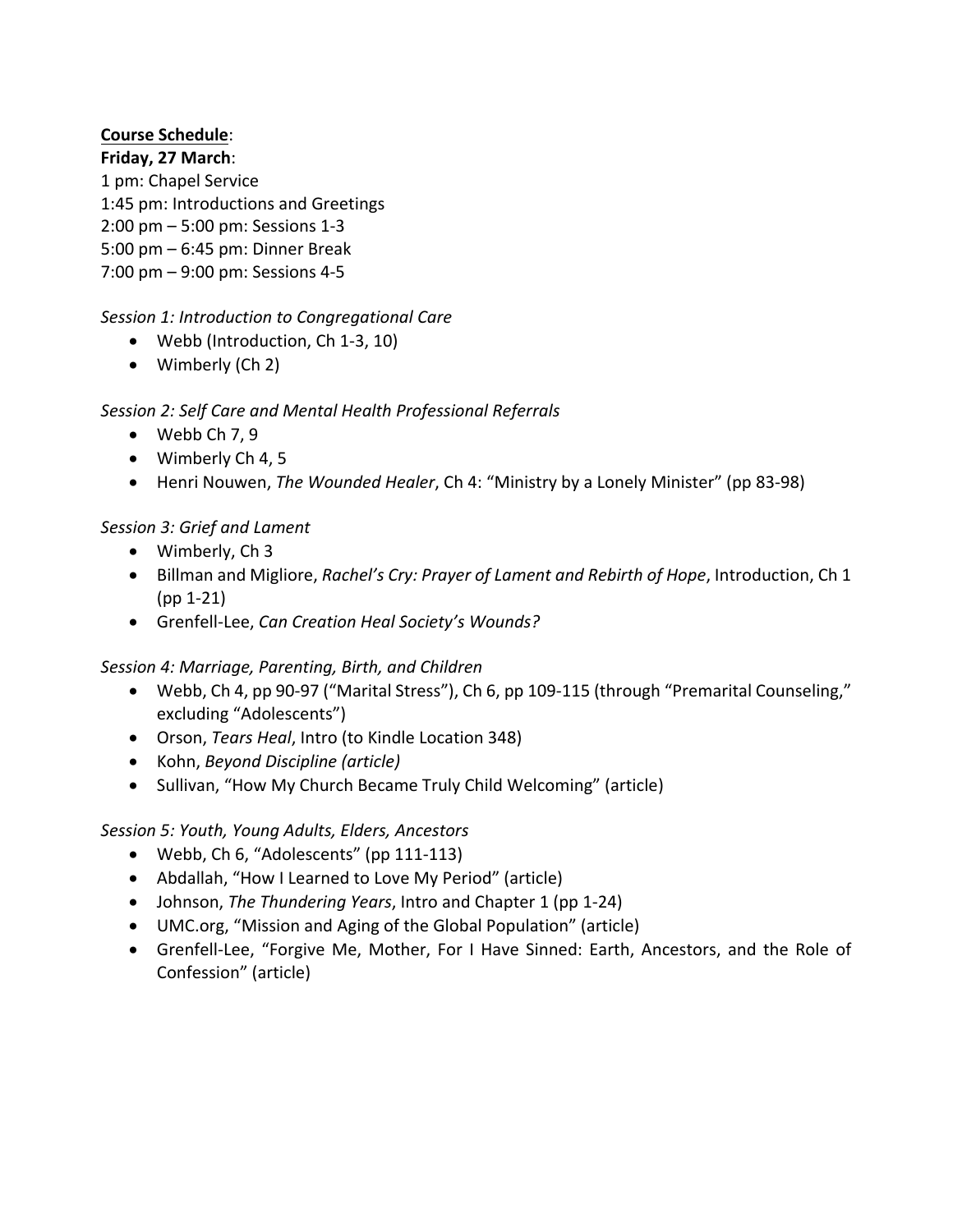<u>**Course Schedule**</u>:

**Friday, 27 March**:

1 pm: Chapel Service
1:45 pm: Introductions and Greetings
2:00 pm – 5:00 pm: Sessions 1-3
5:00 pm – 6:45 pm: Dinner Break
7:00 pm – 9:00 pm: Sessions 4-5

*Session 1: Introduction to Congregational Care*

- Webb (Introduction, Ch 1-3, 10)
- Wimberly (Ch 2)

*Session 2: Self Care and Mental Health Professional Referrals*

- Webb Ch 7, 9
- Wimberly Ch 4, 5
- Henri Nouwen, *The Wounded Healer*, Ch 4: "Ministry by a Lonely Minister" (pp 83-98)

*Session 3: Grief and Lament*

- Wimberly, Ch 3
- Billman and Migliore, *Rachel's Cry: Prayer of Lament and Rebirth of Hope*, Introduction, Ch 1 (pp 1-21)
- Grenfell-Lee, *Can Creation Heal Society's Wounds?*

*Session 4: Marriage, Parenting, Birth, and Children*

- Webb, Ch 4, pp 90-97 ("Marital Stress"), Ch 6, pp 109-115 (through "Premarital Counseling," excluding "Adolescents")
- Orson, *Tears Heal*, Intro (to Kindle Location 348)
- Kohn, *Beyond Discipline (article)*
- Sullivan, "How My Church Became Truly Child Welcoming" (article)

*Session 5: Youth, Young Adults, Elders, Ancestors*

- Webb, Ch 6, "Adolescents" (pp 111-113)
- Abdallah, "How I Learned to Love My Period" (article)
- Johnson, *The Thundering Years*, Intro and Chapter 1 (pp 1-24)
- UMC.org, "Mission and Aging of the Global Population" (article)
- Grenfell-Lee, "Forgive Me, Mother, For I Have Sinned: Earth, Ancestors, and the Role of Confession" (article)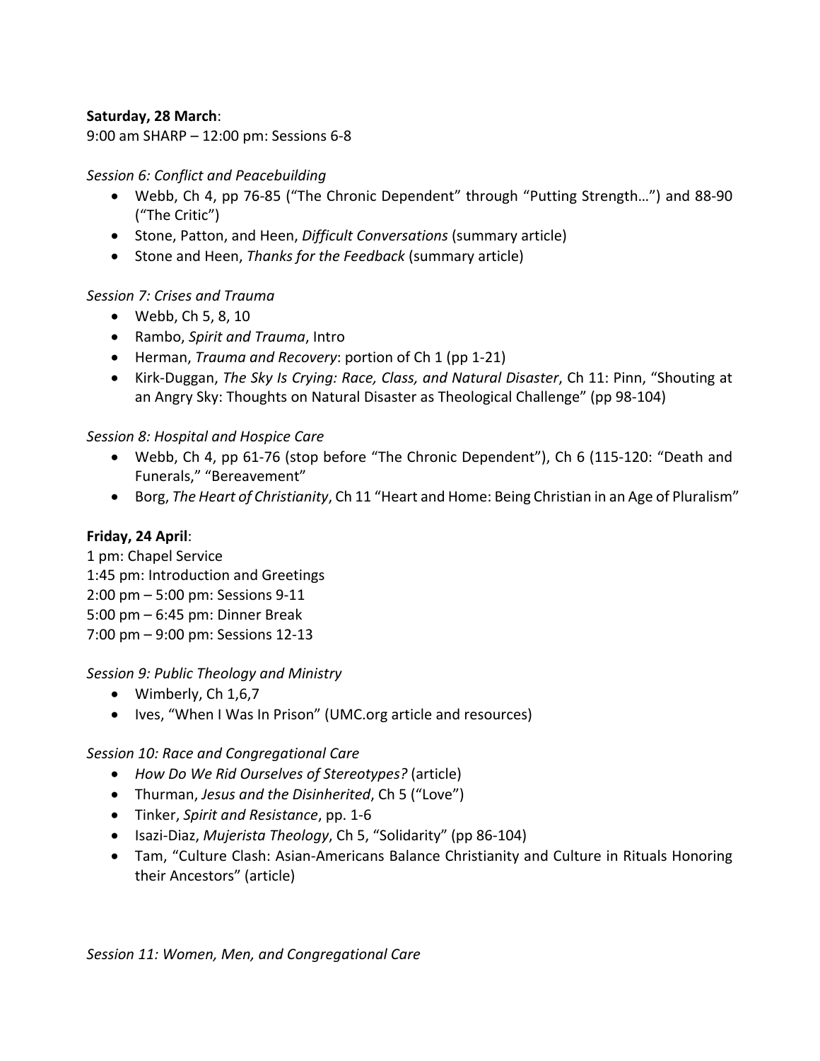**Saturday, 28 March**:
9:00 am SHARP – 12:00 pm: Sessions 6-8

*Session 6: Conflict and Peacebuilding*

- Webb, Ch 4, pp 76-85 ("The Chronic Dependent" through "Putting Strength…") and 88-90 ("The Critic")
- Stone, Patton, and Heen, *Difficult Conversations* (summary article)
- Stone and Heen, *Thanks for the Feedback* (summary article)

*Session 7: Crises and Trauma*

- Webb, Ch 5, 8, 10
- Rambo, *Spirit and Trauma*, Intro
- Herman, *Trauma and Recovery*: portion of Ch 1 (pp 1-21)
- Kirk-Duggan, *The Sky Is Crying: Race, Class, and Natural Disaster*, Ch 11: Pinn, "Shouting at an Angry Sky: Thoughts on Natural Disaster as Theological Challenge" (pp 98-104)

*Session 8: Hospital and Hospice Care*

- Webb, Ch 4, pp 61-76 (stop before "The Chronic Dependent"), Ch 6 (115-120: "Death and Funerals," "Bereavement"
- Borg, *The Heart of Christianity*, Ch 11 "Heart and Home: Being Christian in an Age of Pluralism"

**Friday, 24 April**:
1 pm: Chapel Service
1:45 pm: Introduction and Greetings
2:00 pm – 5:00 pm: Sessions 9-11
5:00 pm – 6:45 pm: Dinner Break
7:00 pm – 9:00 pm: Sessions 12-13

*Session 9: Public Theology and Ministry*

- Wimberly, Ch 1,6,7
- Ives, "When I Was In Prison" (UMC.org article and resources)

*Session 10: Race and Congregational Care*

- *How Do We Rid Ourselves of Stereotypes?* (article)
- Thurman, *Jesus and the Disinherited*, Ch 5 ("Love")
- Tinker, *Spirit and Resistance*, pp. 1-6
- Isazi-Diaz, *Mujerista Theology*, Ch 5, "Solidarity" (pp 86-104)
- Tam, "Culture Clash: Asian-Americans Balance Christianity and Culture in Rituals Honoring their Ancestors" (article)

*Session 11: Women, Men, and Congregational Care*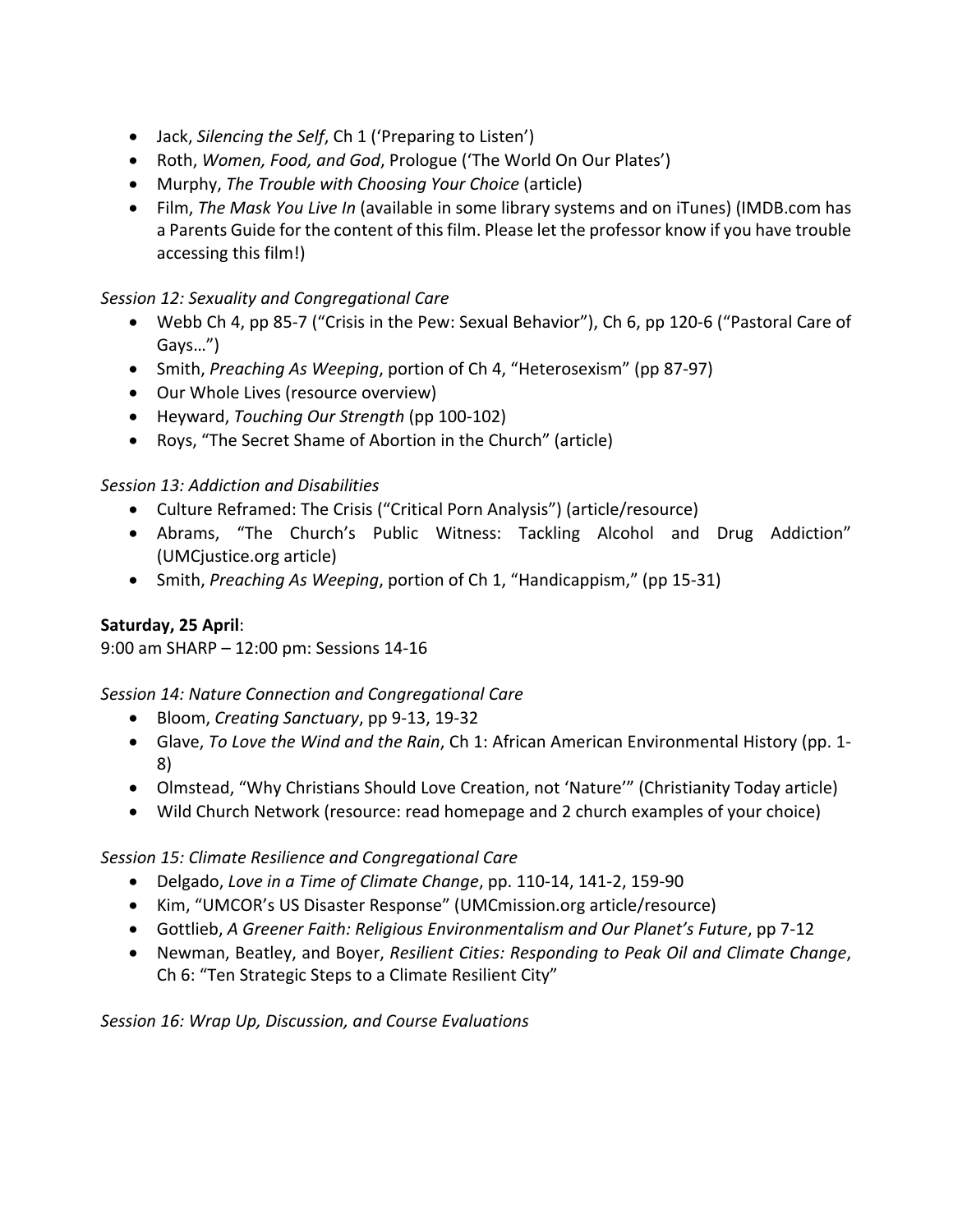- Jack, *Silencing the Self*, Ch 1 ('Preparing to Listen')
- Roth, *Women, Food, and God*, Prologue ('The World On Our Plates')
- Murphy, *The Trouble with Choosing Your Choice* (article)
- Film, *The Mask You Live In* (available in some library systems and on iTunes) (IMDB.com has a Parents Guide for the content of this film. Please let the professor know if you have trouble accessing this film!)

*Session 12: Sexuality and Congregational Care*

- Webb Ch 4, pp 85-7 ("Crisis in the Pew: Sexual Behavior"), Ch 6, pp 120-6 ("Pastoral Care of Gays…")
- Smith, *Preaching As Weeping*, portion of Ch 4, "Heterosexism" (pp 87-97)
- Our Whole Lives (resource overview)
- Heyward, *Touching Our Strength* (pp 100-102)
- Roys, "The Secret Shame of Abortion in the Church" (article)

*Session 13: Addiction and Disabilities*

- Culture Reframed: The Crisis ("Critical Porn Analysis") (article/resource)
- Abrams, "The Church's Public Witness: Tackling Alcohol and Drug Addiction" (UMCjustice.org article)
- Smith, *Preaching As Weeping*, portion of Ch 1, "Handicappism," (pp 15-31)

**Saturday, 25 April**:
9:00 am SHARP – 12:00 pm: Sessions 14-16

*Session 14: Nature Connection and Congregational Care*

- Bloom, *Creating Sanctuary*, pp 9-13, 19-32
- Glave, *To Love the Wind and the Rain*, Ch 1: African American Environmental History (pp. 1-8)
- Olmstead, "Why Christians Should Love Creation, not 'Nature'" (Christianity Today article)
- Wild Church Network (resource: read homepage and 2 church examples of your choice)

*Session 15: Climate Resilience and Congregational Care*

- Delgado, *Love in a Time of Climate Change*, pp. 110-14, 141-2, 159-90
- Kim, "UMCOR's US Disaster Response" (UMCmission.org article/resource)
- Gottlieb, *A Greener Faith: Religious Environmentalism and Our Planet's Future*, pp 7-12
- Newman, Beatley, and Boyer, *Resilient Cities: Responding to Peak Oil and Climate Change*, Ch 6: "Ten Strategic Steps to a Climate Resilient City"

*Session 16: Wrap Up, Discussion, and Course Evaluations*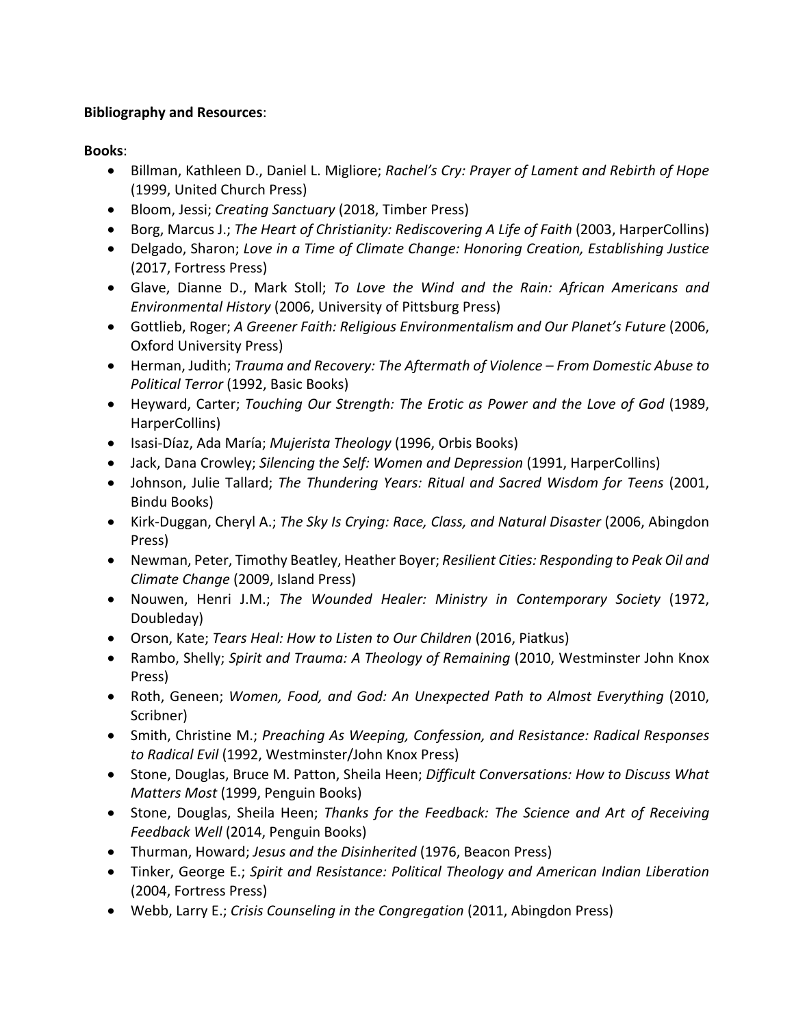**Bibliography and Resources**:

**Books**:

- Billman, Kathleen D., Daniel L. Migliore; *Rachel's Cry: Prayer of Lament and Rebirth of Hope* (1999, United Church Press)
- Bloom, Jessi; *Creating Sanctuary* (2018, Timber Press)
- Borg, Marcus J.; *The Heart of Christianity: Rediscovering A Life of Faith* (2003, HarperCollins)
- Delgado, Sharon; *Love in a Time of Climate Change: Honoring Creation, Establishing Justice* (2017, Fortress Press)
- Glave, Dianne D., Mark Stoll; *To Love the Wind and the Rain: African Americans and Environmental History* (2006, University of Pittsburg Press)
- Gottlieb, Roger; *A Greener Faith: Religious Environmentalism and Our Planet's Future* (2006, Oxford University Press)
- Herman, Judith; *Trauma and Recovery: The Aftermath of Violence – From Domestic Abuse to Political Terror* (1992, Basic Books)
- Heyward, Carter; *Touching Our Strength: The Erotic as Power and the Love of God* (1989, HarperCollins)
- Isasi-Díaz, Ada María; *Mujerista Theology* (1996, Orbis Books)
- Jack, Dana Crowley; *Silencing the Self: Women and Depression* (1991, HarperCollins)
- Johnson, Julie Tallard; *The Thundering Years: Ritual and Sacred Wisdom for Teens* (2001, Bindu Books)
- Kirk-Duggan, Cheryl A.; *The Sky Is Crying: Race, Class, and Natural Disaster* (2006, Abingdon Press)
- Newman, Peter, Timothy Beatley, Heather Boyer; *Resilient Cities: Responding to Peak Oil and Climate Change* (2009, Island Press)
- Nouwen, Henri J.M.; *The Wounded Healer: Ministry in Contemporary Society* (1972, Doubleday)
- Orson, Kate; *Tears Heal: How to Listen to Our Children* (2016, Piatkus)
- Rambo, Shelly; *Spirit and Trauma: A Theology of Remaining* (2010, Westminster John Knox Press)
- Roth, Geneen; *Women, Food, and God: An Unexpected Path to Almost Everything* (2010, Scribner)
- Smith, Christine M.; *Preaching As Weeping, Confession, and Resistance: Radical Responses to Radical Evil* (1992, Westminster/John Knox Press)
- Stone, Douglas, Bruce M. Patton, Sheila Heen; *Difficult Conversations: How to Discuss What Matters Most* (1999, Penguin Books)
- Stone, Douglas, Sheila Heen; *Thanks for the Feedback: The Science and Art of Receiving Feedback Well* (2014, Penguin Books)
- Thurman, Howard; *Jesus and the Disinherited* (1976, Beacon Press)
- Tinker, George E.; *Spirit and Resistance: Political Theology and American Indian Liberation* (2004, Fortress Press)
- Webb, Larry E.; *Crisis Counseling in the Congregation* (2011, Abingdon Press)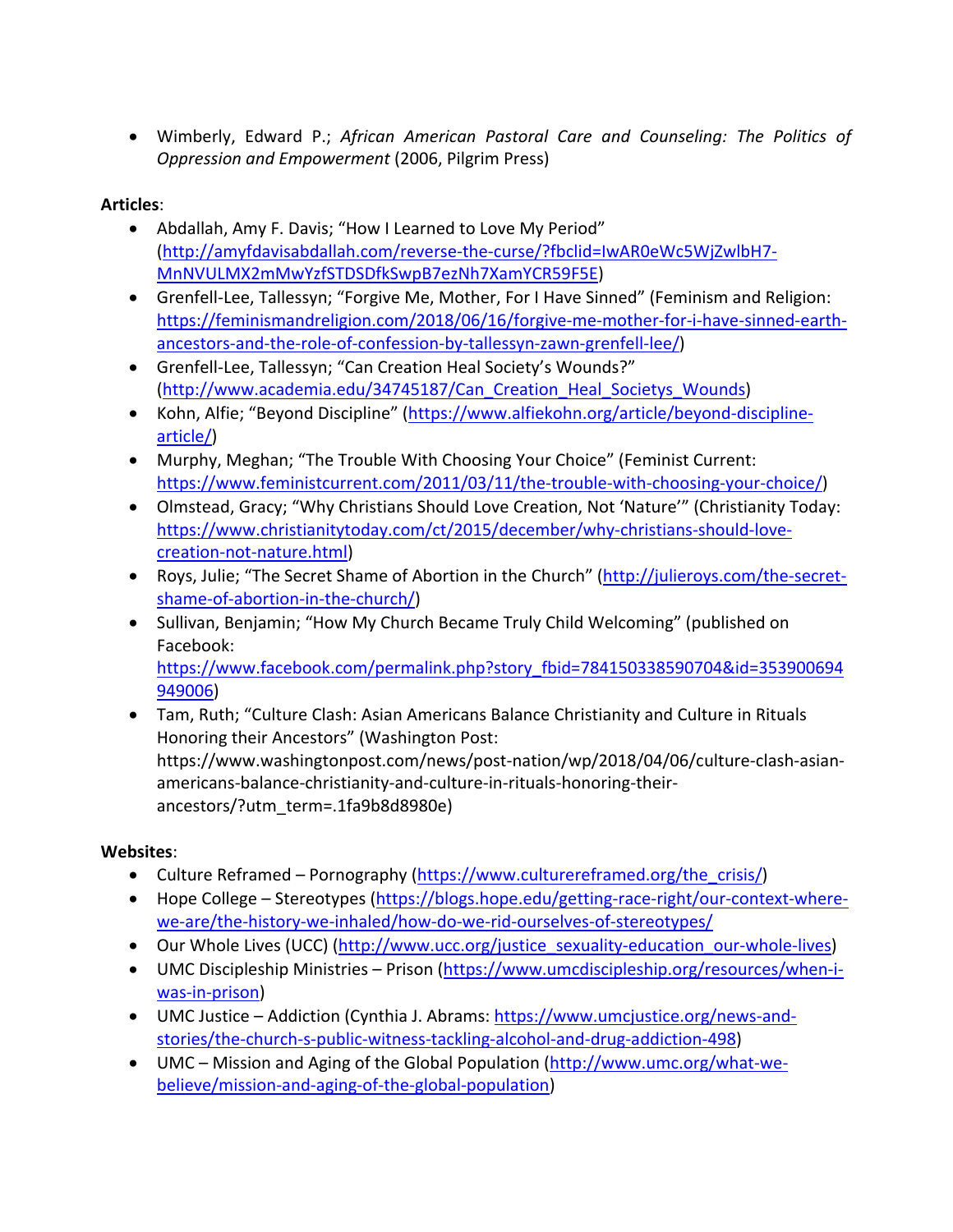- Wimberly, Edward P.; *African American Pastoral Care and Counseling: The Politics of Oppression and Empowerment* (2006, Pilgrim Press)

**Articles**:

- Abdallah, Amy F. Davis; "How I Learned to Love My Period" (http://amyfdavisabdallah.com/reverse-the-curse/?fbclid=IwAR0eWc5WjZwlbH7-MnNVULMX2mMwYzfSTDSDfkSwpB7ezNh7XamYCR59F5E)
- Grenfell-Lee, Tallessyn; "Forgive Me, Mother, For I Have Sinned" (Feminism and Religion: https://feminismandreligion.com/2018/06/16/forgive-me-mother-for-i-have-sinned-earth-ancestors-and-the-role-of-confession-by-tallessyn-zawn-grenfell-lee/)
- Grenfell-Lee, Tallessyn; "Can Creation Heal Society's Wounds?" (http://www.academia.edu/34745187/Can_Creation_Heal_Societys_Wounds)
- Kohn, Alfie; "Beyond Discipline" (https://www.alfiekohn.org/article/beyond-discipline-article/)
- Murphy, Meghan; "The Trouble With Choosing Your Choice" (Feminist Current: https://www.feministcurrent.com/2011/03/11/the-trouble-with-choosing-your-choice/)
- Olmstead, Gracy; "Why Christians Should Love Creation, Not 'Nature'" (Christianity Today: https://www.christianitytoday.com/ct/2015/december/why-christians-should-love-creation-not-nature.html)
- Roys, Julie; "The Secret Shame of Abortion in the Church" (http://julieroys.com/the-secret-shame-of-abortion-in-the-church/)
- Sullivan, Benjamin; "How My Church Became Truly Child Welcoming" (published on Facebook: https://www.facebook.com/permalink.php?story_fbid=784150338590704&id=353900694949006)
- Tam, Ruth; "Culture Clash: Asian Americans Balance Christianity and Culture in Rituals Honoring their Ancestors" (Washington Post: https://www.washingtonpost.com/news/post-nation/wp/2018/04/06/culture-clash-asian-americans-balance-christianity-and-culture-in-rituals-honoring-their-ancestors/?utm_term=.1fa9b8d8980e)

**Websites**:

- Culture Reframed – Pornography (https://www.culturereframed.org/the_crisis/)
- Hope College – Stereotypes (https://blogs.hope.edu/getting-race-right/our-context-where-we-are/the-history-we-inhaled/how-do-we-rid-ourselves-of-stereotypes/
- Our Whole Lives (UCC) (http://www.ucc.org/justice_sexuality-education_our-whole-lives)
- UMC Discipleship Ministries – Prison (https://www.umcdiscipleship.org/resources/when-i-was-in-prison)
- UMC Justice – Addiction (Cynthia J. Abrams: https://www.umcjustice.org/news-and-stories/the-church-s-public-witness-tackling-alcohol-and-drug-addiction-498)
- UMC – Mission and Aging of the Global Population (http://www.umc.org/what-we-believe/mission-and-aging-of-the-global-population)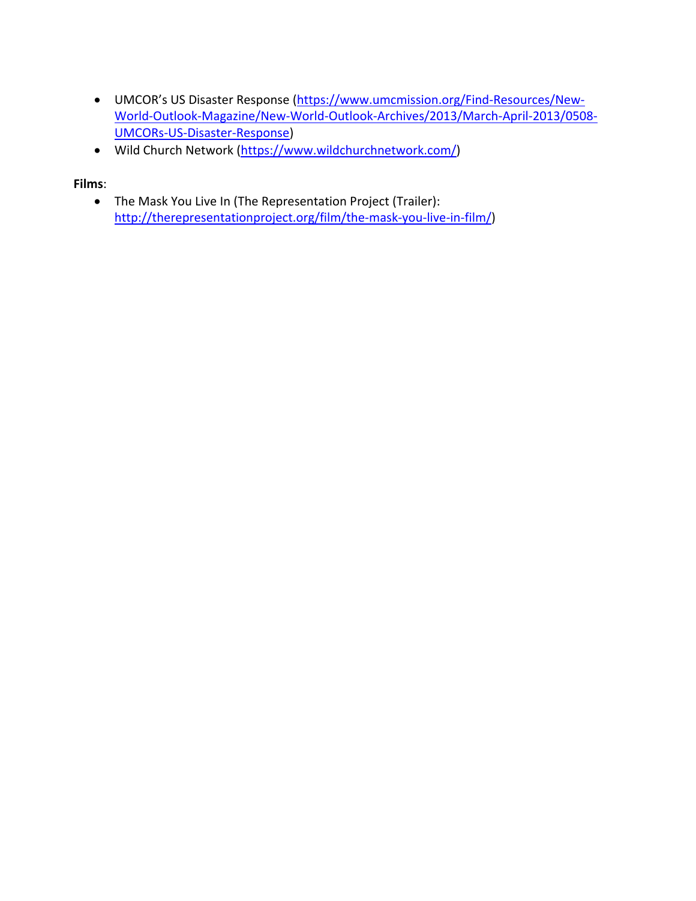- UMCOR's US Disaster Response (https://www.umcmission.org/Find-Resources/New-World-Outlook-Magazine/New-World-Outlook-Archives/2013/March-April-2013/0508-UMCORs-US-Disaster-Response)
- Wild Church Network (https://www.wildchurchnetwork.com/)

**Films**:

- The Mask You Live In (The Representation Project (Trailer): http://therepresentationproject.org/film/the-mask-you-live-in-film/)